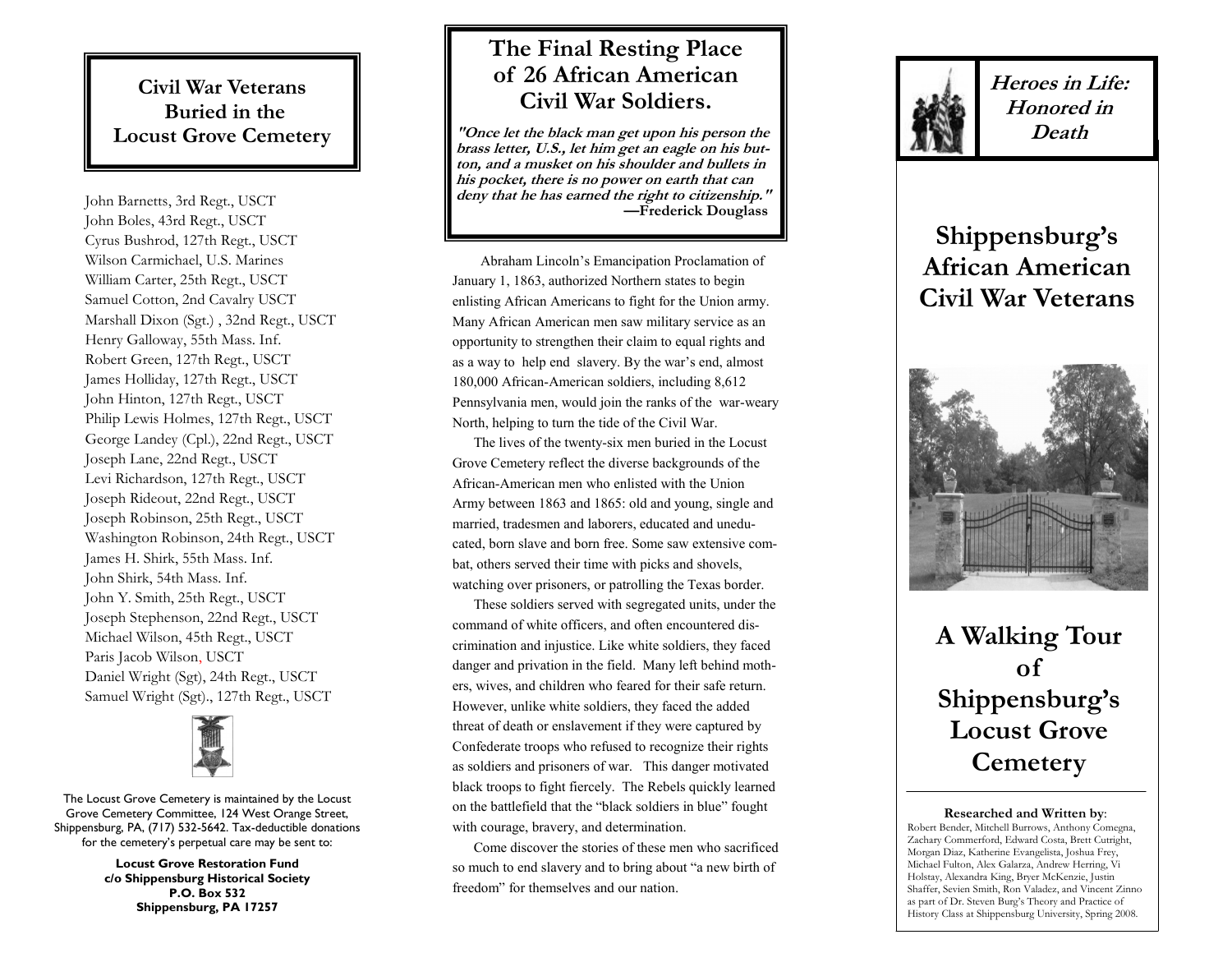## Civil War Veterans Buried in the Locust Grove Cemetery

John Barnetts, 3rd Regt., USCT
John Boles, 43rd Regt., USCT
Cyrus Bushrod, 127th Regt., USCT
Wilson Carmichael, U.S. Marines
William Carter, 25th Regt., USCT
Samuel Cotton, 2nd Cavalry USCT
Marshall Dixon (Sgt.) , 32nd Regt., USCT
Henry Galloway, 55th Mass. Inf.
Robert Green, 127th Regt., USCT
James Holliday, 127th Regt., USCT
John Hinton, 127th Regt., USCT
Philip Lewis Holmes, 127th Regt., USCT
George Landey (Cpl.), 22nd Regt., USCT
Joseph Lane, 22nd Regt., USCT
Levi Richardson, 127th Regt., USCT
Joseph Rideout, 22nd Regt., USCT
Joseph Robinson, 25th Regt., USCT
Washington Robinson, 24th Regt., USCT
James H. Shirk, 55th Mass. Inf.
John Shirk, 54th Mass. Inf.
John Y. Smith, 25th Regt., USCT
Joseph Stephenson, 22nd Regt., USCT
Michael Wilson, 45th Regt., USCT
Paris Jacob Wilson, USCT
Daniel Wright (Sgt), 24th Regt., USCT
Samuel Wright (Sgt)., 127th Regt., USCT

The Locust Grove Cemetery is maintained by the Locust Grove Cemetery Committee, 124 West Orange Street, Shippensburg, PA, (717) 532-5642. Tax-deductible donations for the cemetery's perpetual care may be sent to:

**Locust Grove Restoration Fund**
**c/o Shippensburg Historical Society**
**P.O. Box 532**
**Shippensburg, PA 17257**

## The Final Resting Place of 26 African American Civil War Soldiers.

***"Once let the black man get upon his person the brass letter, U.S., let him get an eagle on his button, and a musket on his shoulder and bullets in his pocket, there is no power on earth that can deny that he has earned the right to citizenship."***
**—Frederick Douglass**

Abraham Lincoln's Emancipation Proclamation of January 1, 1863, authorized Northern states to begin enlisting African Americans to fight for the Union army. Many African American men saw military service as an opportunity to strengthen their claim to equal rights and as a way to help end slavery. By the war's end, almost 180,000 African-American soldiers, including 8,612 Pennsylvania men, would join the ranks of the war-weary North, helping to turn the tide of the Civil War.

The lives of the twenty-six men buried in the Locust Grove Cemetery reflect the diverse backgrounds of the African-American men who enlisted with the Union Army between 1863 and 1865: old and young, single and married, tradesmen and laborers, educated and uneducated, born slave and born free. Some saw extensive combat, others served their time with picks and shovels, watching over prisoners, or patrolling the Texas border.

These soldiers served with segregated units, under the command of white officers, and often encountered discrimination and injustice. Like white soldiers, they faced danger and privation in the field. Many left behind mothers, wives, and children who feared for their safe return. However, unlike white soldiers, they faced the added threat of death or enslavement if they were captured by Confederate troops who refused to recognize their rights as soldiers and prisoners of war. This danger motivated black troops to fight fiercely. The Rebels quickly learned on the battlefield that the "black soldiers in blue" fought with courage, bravery, and determination.

Come discover the stories of these men who sacrificed so much to end slavery and to bring about "a new birth of freedom" for themselves and our nation.

***Heroes in Life: Honored in Death***

# Shippensburg's African American Civil War Veterans

# A Walking Tour of Shippensburg's Locust Grove Cemetery

**Researched and Written by**:
Robert Bender, Mitchell Burrows, Anthony Comegna, Zachary Commerford, Edward Costa, Brett Cutright, Morgan Diaz, Katherine Evangelista, Joshua Frey, Michael Fulton, Alex Galarza, Andrew Herring, Vi Holstay, Alexandra King, Bryer McKenzie, Justin Shaffer, Sevien Smith, Ron Valadez, and Vincent Zinno as part of Dr. Steven Burg's Theory and Practice of History Class at Shippensburg University, Spring 2008.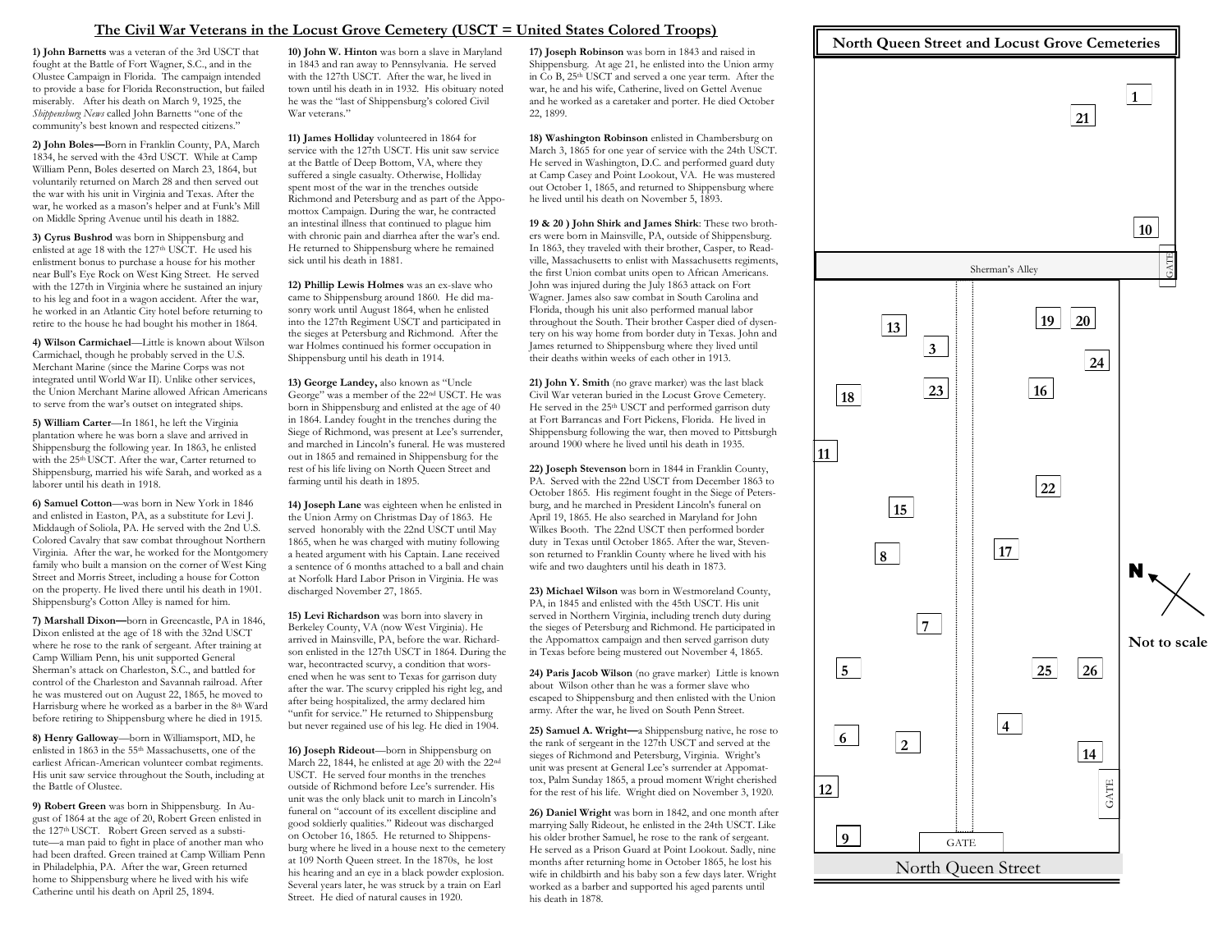## The Civil War Veterans in the Locust Grove Cemetery (USCT = United States Colored Troops)

**1) John Barnetts** was a veteran of the 3rd USCT that fought at the Battle of Fort Wagner, S.C., and in the Olustee Campaign in Florida. The campaign intended to provide a base for Florida Reconstruction, but failed miserably. After his death on March 9, 1925, the *Shippensburg News* called John Barnetts "one of the community's best known and respected citizens."

**2) John Boles—**Born in Franklin County, PA, March 1834, he served with the 43rd USCT. While at Camp William Penn, Boles deserted on March 23, 1864, but voluntarily returned on March 28 and then served out the war with his unit in Virginia and Texas. After the war, he worked as a mason's helper and at Funk's Mill on Middle Spring Avenue until his death in 1882.

**3) Cyrus Bushrod** was born in Shippensburg and enlisted at age 18 with the 127th USCT. He used his enlistment bonus to purchase a house for his mother near Bull's Eye Rock on West King Street. He served with the 127th in Virginia where he sustained an injury to his leg and foot in a wagon accident. After the war, he worked in an Atlantic City hotel before returning to retire to the house he had bought his mother in 1864.

**4) Wilson Carmichael**—Little is known about Wilson Carmichael, though he probably served in the U.S. Merchant Marine (since the Marine Corps was not integrated until World War II). Unlike other services, the Union Merchant Marine allowed African Americans to serve from the war's outset on integrated ships.

**5) William Carter**—In 1861, he left the Virginia plantation where he was born a slave and arrived in Shippensburg the following year. In 1863, he enlisted with the 25th USCT. After the war, Carter returned to Shippensburg, married his wife Sarah, and worked as a laborer until his death in 1918.

**6) Samuel Cotton**—was born in New York in 1846 and enlisted in Easton, PA, as a substitute for Levi J. Middaugh of Soliola, PA. He served with the 2nd U.S. Colored Cavalry that saw combat throughout Northern Virginia. After the war, he worked for the Montgomery family who built a mansion on the corner of West King Street and Morris Street, including a house for Cotton on the property. He lived there until his death in 1901. Shippensburg's Cotton Alley is named for him.

**7) Marshall Dixon—**born in Greencastle, PA in 1846, Dixon enlisted at the age of 18 with the 32nd USCT where he rose to the rank of sergeant. After training at Camp William Penn, his unit supported General Sherman's attack on Charleston, S.C., and battled for control of the Charleston and Savannah railroad. After he was mustered out on August 22, 1865, he moved to Harrisburg where he worked as a barber in the 8th Ward before retiring to Shippensburg where he died in 1915.

**8) Henry Galloway**—born in Williamsport, MD, he enlisted in 1863 in the 55th Massachusetts, one of the earliest African-American volunteer combat regiments. His unit saw service throughout the South, including at the Battle of Olustee.

**9) Robert Green** was born in Shippensburg. In August of 1864 at the age of 20, Robert Green enlisted in the 127th USCT. Robert Green served as a substitute—a man paid to fight in place of another man who had been drafted. Green trained at Camp William Penn in Philadelphia, PA. After the war, Green returned home to Shippensburg where he lived with his wife Catherine until his death on April 25, 1894.

**10) John W. Hinton** was born a slave in Maryland in 1843 and ran away to Pennsylvania. He served with the 127th USCT. After the war, he lived in town until his death in 1932. His obituary noted he was the "last of Shippensburg's colored Civil War veterans."

**11) James Holliday** volunteered in 1864 for service with the 127th USCT. His unit saw service at the Battle of Deep Bottom, VA, where they suffered a single casualty. Otherwise, Holliday spent most of the war in the trenches outside Richmond and Petersburg and as part of the Appomattox Campaign. During the war, he contracted an intestinal illness that continued to plague him with chronic pain and diarrhea after the war's end. He returned to Shippensburg where he remained sick until his death in 1881.

**12) Phillip Lewis Holmes** was an ex-slave who came to Shippensburg around 1860. He did masonry work until August 1864, when he enlisted into the 127th Regiment USCT and participated in the sieges at Petersburg and Richmond. After the war Holmes continued his former occupation in Shippensburg until his death in 1914.

**13) George Landey,** also known as "Uncle George" was a member of the 22nd USCT. He was born in Shippensburg and enlisted at the age of 40 in 1864. Landey fought in the trenches during the Siege of Richmond, was present at Lee's surrender, and marched in Lincoln's funeral. He was mustered out in 1865 and remained in Shippensburg for the rest of his life living on North Queen Street and farming until his death in 1895.

**14) Joseph Lane** was eighteen when he enlisted in the Union Army on Christmas Day of 1863. He served honorably with the 22nd USCT until May 1865, when he was charged with mutiny following a heated argument with his Captain. Lane received a sentence of 6 months attached to a ball and chain at Norfolk Hard Labor Prison in Virginia. He was discharged November 27, 1865.

**15) Levi Richardson** was born into slavery in Berkeley County, VA (now West Virginia). He arrived in Mainsville, PA, before the war. Richardson enlisted in the 127th USCT in 1864. During the war, hecontracted scurvy, a condition that worsened when he was sent to Texas for garrison duty after the war. The scurvy crippled his right leg, and after being hospitalized, the army declared him "unfit for service." He returned to Shippensburg but never regained use of his leg. He died in 1904.

**16) Joseph Rideout**—born in Shippensburg on March 22, 1844, he enlisted at age 20 with the 22nd USCT. He served four months in the trenches outside of Richmond before Lee's surrender. His unit was the only black unit to march in Lincoln's funeral on "account of its excellent discipline and good soldierly qualities." Rideout was discharged on October 16, 1865. He returned to Shippensburg where he lived in a house next to the cemetery at 109 North Queen street. In the 1870s, he lost his hearing and an eye in a black powder explosion. Several years later, he was struck by a train on Earl Street. He died of natural causes in 1920.

**17) Joseph Robinson** was born in 1843 and raised in Shippensburg. At age 21, he enlisted into the Union army in Co B, 25th USCT and served a one year term. After the war, he and his wife, Catherine, lived on Gettel Avenue and he worked as a caretaker and porter. He died October 22, 1899.

**18) Washington Robinson** enlisted in Chambersburg on March 3, 1865 for one year of service with the 24th USCT. He served in Washington, D.C. and performed guard duty at Camp Casey and Point Lookout, VA. He was mustered out October 1, 1865, and returned to Shippensburg where he lived until his death on November 5, 1893.

**19 & 20 ) John Shirk and James Shirk**: These two brothers were born in Mainsville, PA, outside of Shippensburg. In 1863, they traveled with their brother, Casper, to Readville, Massachusetts to enlist with Massachusetts regiments, the first Union combat units open to African Americans. John was injured during the July 1863 attack on Fort Wagner. James also saw combat in South Carolina and Florida, though his unit also performed manual labor throughout the South. Their brother Casper died of dysentery on his way home from border duty in Texas. John and James returned to Shippensburg where they lived until their deaths within weeks of each other in 1913.

**21) John Y. Smith** (no grave marker) was the last black Civil War veteran buried in the Locust Grove Cemetery. He served in the 25th USCT and performed garrison duty at Fort Barrancas and Fort Pickens, Florida. He lived in Shippensburg following the war, then moved to Pittsburgh around 1900 where he lived until his death in 1935.

**22) Joseph Stevenson** born in 1844 in Franklin County, PA. Served with the 22nd USCT from December 1863 to October 1865. His regiment fought in the Siege of Petersburg, and he marched in President Lincoln's funeral on April 19, 1865. He also searched in Maryland for John Wilkes Booth. The 22nd USCT then performed border duty in Texas until October 1865. After the war, Stevenson returned to Franklin County where he lived with his wife and two daughters until his death in 1873.

**23) Michael Wilson** was born in Westmoreland County, PA, in 1845 and enlisted with the 45th USCT. His unit served in Northern Virginia, including trench duty during the sieges of Petersburg and Richmond. He participated in the Appomattox campaign and then served garrison duty in Texas before being mustered out November 4, 1865.

**24) Paris Jacob Wilson** (no grave marker) Little is known about Wilson other than he was a former slave who escaped to Shippensburg and then enlisted with the Union army. After the war, he lived on South Penn Street.

**25) Samuel A. Wright—**a Shippensburg native, he rose to the rank of sergeant in the 127th USCT and served at the sieges of Richmond and Petersburg, Virginia. Wright's unit was present at General Lee's surrender at Appomattox, Palm Sunday 1865, a proud moment Wright cherished for the rest of his life. Wright died on November 3, 1920.

**26) Daniel Wright** was born in 1842, and one month after marrying Sally Rideout, he enlisted in the 24th USCT. Like his older brother Samuel, he rose to the rank of sergeant. He served as a Prison Guard at Point Lookout. Sadly, nine months after returning home in October 1865, he lost his wife in childbirth and his baby son a few days later. Wright worked as a barber and supported his aged parents until his death in 1878.

### North Queen Street and Locust Grove Cemeteries

1
21
10
GATE
Sherman's Alley
13
3
19
20
24
18
23
16
11
22
15
8
17
N
7
Not to scale
5
25
26
4
6
2
14
12
GATE
9
GATE
North Queen Street